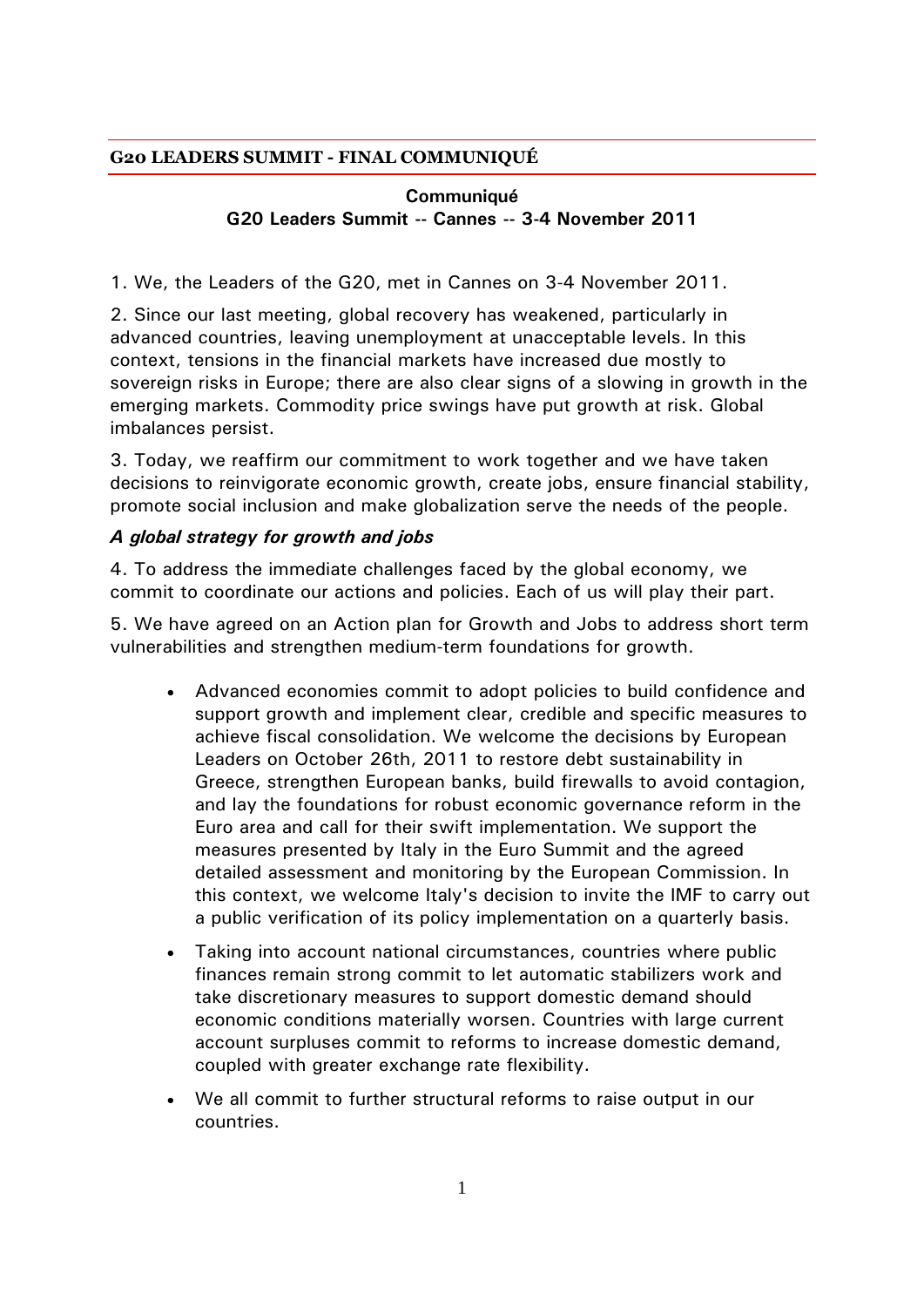**G20 LEADERS SUMMIT - FINAL COMMUNIQUÉ**

# Communiqué

## G20 Leaders Summit -- Cannes -- 3-4 November 2011

1. We, the Leaders of the G20, met in Cannes on 3-4 November 2011.

2. Since our last meeting, global recovery has weakened, particularly in advanced countries, leaving unemployment at unacceptable levels. In this context, tensions in the financial markets have increased due mostly to sovereign risks in Europe; there are also clear signs of a slowing in growth in the emerging markets. Commodity price swings have put growth at risk. Global imbalances persist.

3. Today, we reaffirm our commitment to work together and we have taken decisions to reinvigorate economic growth, create jobs, ensure financial stability, promote social inclusion and make globalization serve the needs of the people.

### *A global strategy for growth and jobs*

4. To address the immediate challenges faced by the global economy, we commit to coordinate our actions and policies. Each of us will play their part.

5. We have agreed on an Action plan for Growth and Jobs to address short term vulnerabilities and strengthen medium-term foundations for growth.

- Advanced economies commit to adopt policies to build confidence and support growth and implement clear, credible and specific measures to achieve fiscal consolidation. We welcome the decisions by European Leaders on October 26th, 2011 to restore debt sustainability in Greece, strengthen European banks, build firewalls to avoid contagion, and lay the foundations for robust economic governance reform in the Euro area and call for their swift implementation. We support the measures presented by Italy in the Euro Summit and the agreed detailed assessment and monitoring by the European Commission. In this context, we welcome Italy's decision to invite the IMF to carry out a public verification of its policy implementation on a quarterly basis.

- Taking into account national circumstances, countries where public finances remain strong commit to let automatic stabilizers work and take discretionary measures to support domestic demand should economic conditions materially worsen. Countries with large current account surpluses commit to reforms to increase domestic demand, coupled with greater exchange rate flexibility.

- We all commit to further structural reforms to raise output in our countries.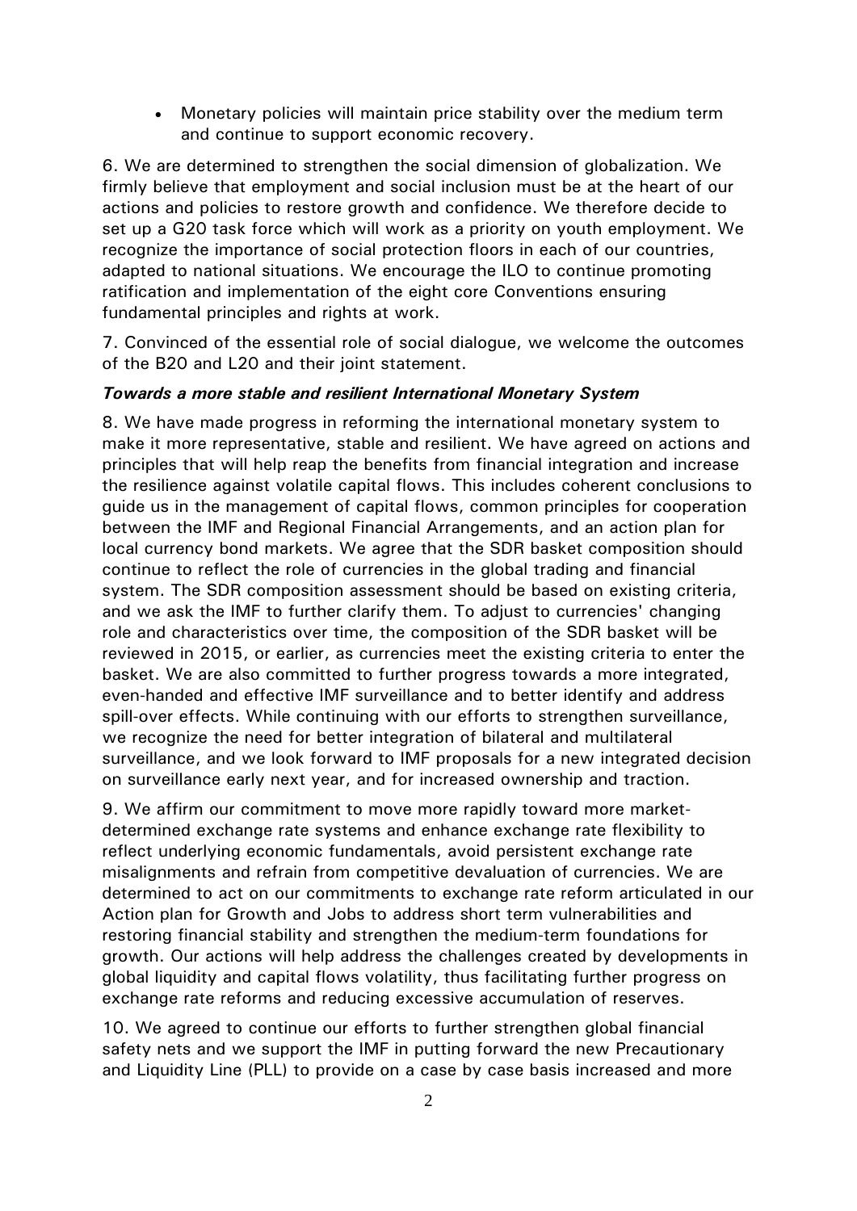- Monetary policies will maintain price stability over the medium term and continue to support economic recovery.

6. We are determined to strengthen the social dimension of globalization. We firmly believe that employment and social inclusion must be at the heart of our actions and policies to restore growth and confidence. We therefore decide to set up a G20 task force which will work as a priority on youth employment. We recognize the importance of social protection floors in each of our countries, adapted to national situations. We encourage the ILO to continue promoting ratification and implementation of the eight core Conventions ensuring fundamental principles and rights at work.

7. Convinced of the essential role of social dialogue, we welcome the outcomes of the B20 and L20 and their joint statement.

***Towards a more stable and resilient International Monetary System***

8. We have made progress in reforming the international monetary system to make it more representative, stable and resilient. We have agreed on actions and principles that will help reap the benefits from financial integration and increase the resilience against volatile capital flows. This includes coherent conclusions to guide us in the management of capital flows, common principles for cooperation between the IMF and Regional Financial Arrangements, and an action plan for local currency bond markets. We agree that the SDR basket composition should continue to reflect the role of currencies in the global trading and financial system. The SDR composition assessment should be based on existing criteria, and we ask the IMF to further clarify them. To adjust to currencies' changing role and characteristics over time, the composition of the SDR basket will be reviewed in 2015, or earlier, as currencies meet the existing criteria to enter the basket. We are also committed to further progress towards a more integrated, even-handed and effective IMF surveillance and to better identify and address spill-over effects. While continuing with our efforts to strengthen surveillance, we recognize the need for better integration of bilateral and multilateral surveillance, and we look forward to IMF proposals for a new integrated decision on surveillance early next year, and for increased ownership and traction.

9. We affirm our commitment to move more rapidly toward more market-determined exchange rate systems and enhance exchange rate flexibility to reflect underlying economic fundamentals, avoid persistent exchange rate misalignments and refrain from competitive devaluation of currencies. We are determined to act on our commitments to exchange rate reform articulated in our Action plan for Growth and Jobs to address short term vulnerabilities and restoring financial stability and strengthen the medium-term foundations for growth. Our actions will help address the challenges created by developments in global liquidity and capital flows volatility, thus facilitating further progress on exchange rate reforms and reducing excessive accumulation of reserves.

10. We agreed to continue our efforts to further strengthen global financial safety nets and we support the IMF in putting forward the new Precautionary and Liquidity Line (PLL) to provide on a case by case basis increased and more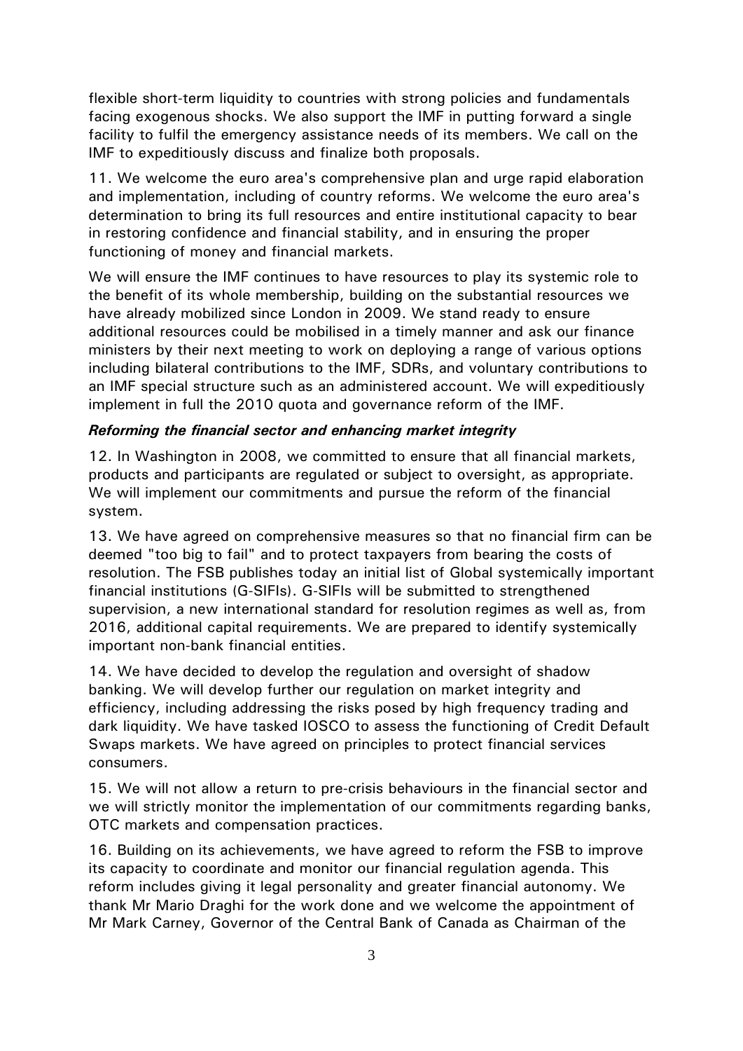flexible short-term liquidity to countries with strong policies and fundamentals facing exogenous shocks. We also support the IMF in putting forward a single facility to fulfil the emergency assistance needs of its members. We call on the IMF to expeditiously discuss and finalize both proposals.

11. We welcome the euro area's comprehensive plan and urge rapid elaboration and implementation, including of country reforms. We welcome the euro area's determination to bring its full resources and entire institutional capacity to bear in restoring confidence and financial stability, and in ensuring the proper functioning of money and financial markets.

We will ensure the IMF continues to have resources to play its systemic role to the benefit of its whole membership, building on the substantial resources we have already mobilized since London in 2009. We stand ready to ensure additional resources could be mobilised in a timely manner and ask our finance ministers by their next meeting to work on deploying a range of various options including bilateral contributions to the IMF, SDRs, and voluntary contributions to an IMF special structure such as an administered account. We will expeditiously implement in full the 2010 quota and governance reform of the IMF.

***Reforming the financial sector and enhancing market integrity***

12. In Washington in 2008, we committed to ensure that all financial markets, products and participants are regulated or subject to oversight, as appropriate. We will implement our commitments and pursue the reform of the financial system.

13. We have agreed on comprehensive measures so that no financial firm can be deemed "too big to fail" and to protect taxpayers from bearing the costs of resolution. The FSB publishes today an initial list of Global systemically important financial institutions (G-SIFIs). G-SIFIs will be submitted to strengthened supervision, a new international standard for resolution regimes as well as, from 2016, additional capital requirements. We are prepared to identify systemically important non-bank financial entities.

14. We have decided to develop the regulation and oversight of shadow banking. We will develop further our regulation on market integrity and efficiency, including addressing the risks posed by high frequency trading and dark liquidity. We have tasked IOSCO to assess the functioning of Credit Default Swaps markets. We have agreed on principles to protect financial services consumers.

15. We will not allow a return to pre-crisis behaviours in the financial sector and we will strictly monitor the implementation of our commitments regarding banks, OTC markets and compensation practices.

16. Building on its achievements, we have agreed to reform the FSB to improve its capacity to coordinate and monitor our financial regulation agenda. This reform includes giving it legal personality and greater financial autonomy. We thank Mr Mario Draghi for the work done and we welcome the appointment of Mr Mark Carney, Governor of the Central Bank of Canada as Chairman of the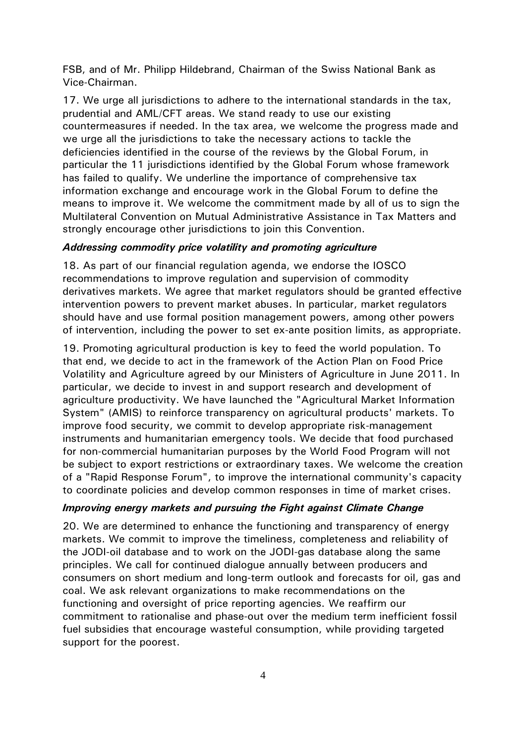FSB, and of Mr. Philipp Hildebrand, Chairman of the Swiss National Bank as Vice-Chairman.

17. We urge all jurisdictions to adhere to the international standards in the tax, prudential and AML/CFT areas. We stand ready to use our existing countermeasures if needed. In the tax area, we welcome the progress made and we urge all the jurisdictions to take the necessary actions to tackle the deficiencies identified in the course of the reviews by the Global Forum, in particular the 11 jurisdictions identified by the Global Forum whose framework has failed to qualify. We underline the importance of comprehensive tax information exchange and encourage work in the Global Forum to define the means to improve it. We welcome the commitment made by all of us to sign the Multilateral Convention on Mutual Administrative Assistance in Tax Matters and strongly encourage other jurisdictions to join this Convention.

***Addressing commodity price volatility and promoting agriculture***

18. As part of our financial regulation agenda, we endorse the IOSCO recommendations to improve regulation and supervision of commodity derivatives markets. We agree that market regulators should be granted effective intervention powers to prevent market abuses. In particular, market regulators should have and use formal position management powers, among other powers of intervention, including the power to set ex-ante position limits, as appropriate.

19. Promoting agricultural production is key to feed the world population. To that end, we decide to act in the framework of the Action Plan on Food Price Volatility and Agriculture agreed by our Ministers of Agriculture in June 2011. In particular, we decide to invest in and support research and development of agriculture productivity. We have launched the "Agricultural Market Information System" (AMIS) to reinforce transparency on agricultural products' markets. To improve food security, we commit to develop appropriate risk-management instruments and humanitarian emergency tools. We decide that food purchased for non-commercial humanitarian purposes by the World Food Program will not be subject to export restrictions or extraordinary taxes. We welcome the creation of a "Rapid Response Forum", to improve the international community's capacity to coordinate policies and develop common responses in time of market crises.

***Improving energy markets and pursuing the Fight against Climate Change***

20. We are determined to enhance the functioning and transparency of energy markets. We commit to improve the timeliness, completeness and reliability of the JODI-oil database and to work on the JODI-gas database along the same principles. We call for continued dialogue annually between producers and consumers on short medium and long-term outlook and forecasts for oil, gas and coal. We ask relevant organizations to make recommendations on the functioning and oversight of price reporting agencies. We reaffirm our commitment to rationalise and phase-out over the medium term inefficient fossil fuel subsidies that encourage wasteful consumption, while providing targeted support for the poorest.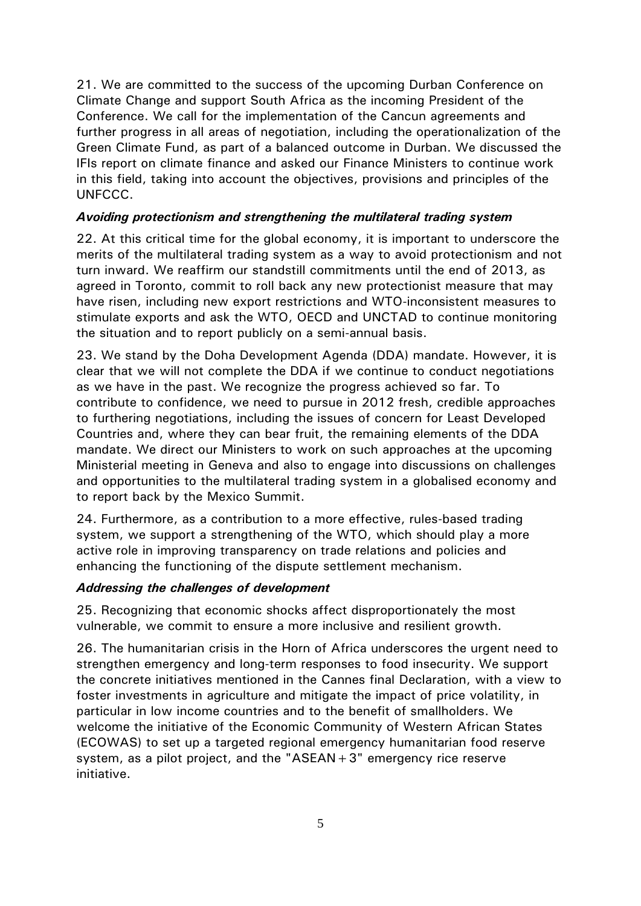21. We are committed to the success of the upcoming Durban Conference on Climate Change and support South Africa as the incoming President of the Conference. We call for the implementation of the Cancun agreements and further progress in all areas of negotiation, including the operationalization of the Green Climate Fund, as part of a balanced outcome in Durban. We discussed the IFIs report on climate finance and asked our Finance Ministers to continue work in this field, taking into account the objectives, provisions and principles of the UNFCCC.

#### *Avoiding protectionism and strengthening the multilateral trading system*

22. At this critical time for the global economy, it is important to underscore the merits of the multilateral trading system as a way to avoid protectionism and not turn inward. We reaffirm our standstill commitments until the end of 2013, as agreed in Toronto, commit to roll back any new protectionist measure that may have risen, including new export restrictions and WTO-inconsistent measures to stimulate exports and ask the WTO, OECD and UNCTAD to continue monitoring the situation and to report publicly on a semi-annual basis.

23. We stand by the Doha Development Agenda (DDA) mandate. However, it is clear that we will not complete the DDA if we continue to conduct negotiations as we have in the past. We recognize the progress achieved so far. To contribute to confidence, we need to pursue in 2012 fresh, credible approaches to furthering negotiations, including the issues of concern for Least Developed Countries and, where they can bear fruit, the remaining elements of the DDA mandate. We direct our Ministers to work on such approaches at the upcoming Ministerial meeting in Geneva and also to engage into discussions on challenges and opportunities to the multilateral trading system in a globalised economy and to report back by the Mexico Summit.

24. Furthermore, as a contribution to a more effective, rules-based trading system, we support a strengthening of the WTO, which should play a more active role in improving transparency on trade relations and policies and enhancing the functioning of the dispute settlement mechanism.

#### *Addressing the challenges of development*

25. Recognizing that economic shocks affect disproportionately the most vulnerable, we commit to ensure a more inclusive and resilient growth.

26. The humanitarian crisis in the Horn of Africa underscores the urgent need to strengthen emergency and long-term responses to food insecurity. We support the concrete initiatives mentioned in the Cannes final Declaration, with a view to foster investments in agriculture and mitigate the impact of price volatility, in particular in low income countries and to the benefit of smallholders. We welcome the initiative of the Economic Community of Western African States (ECOWAS) to set up a targeted regional emergency humanitarian food reserve system, as a pilot project, and the "ASEAN+3" emergency rice reserve initiative.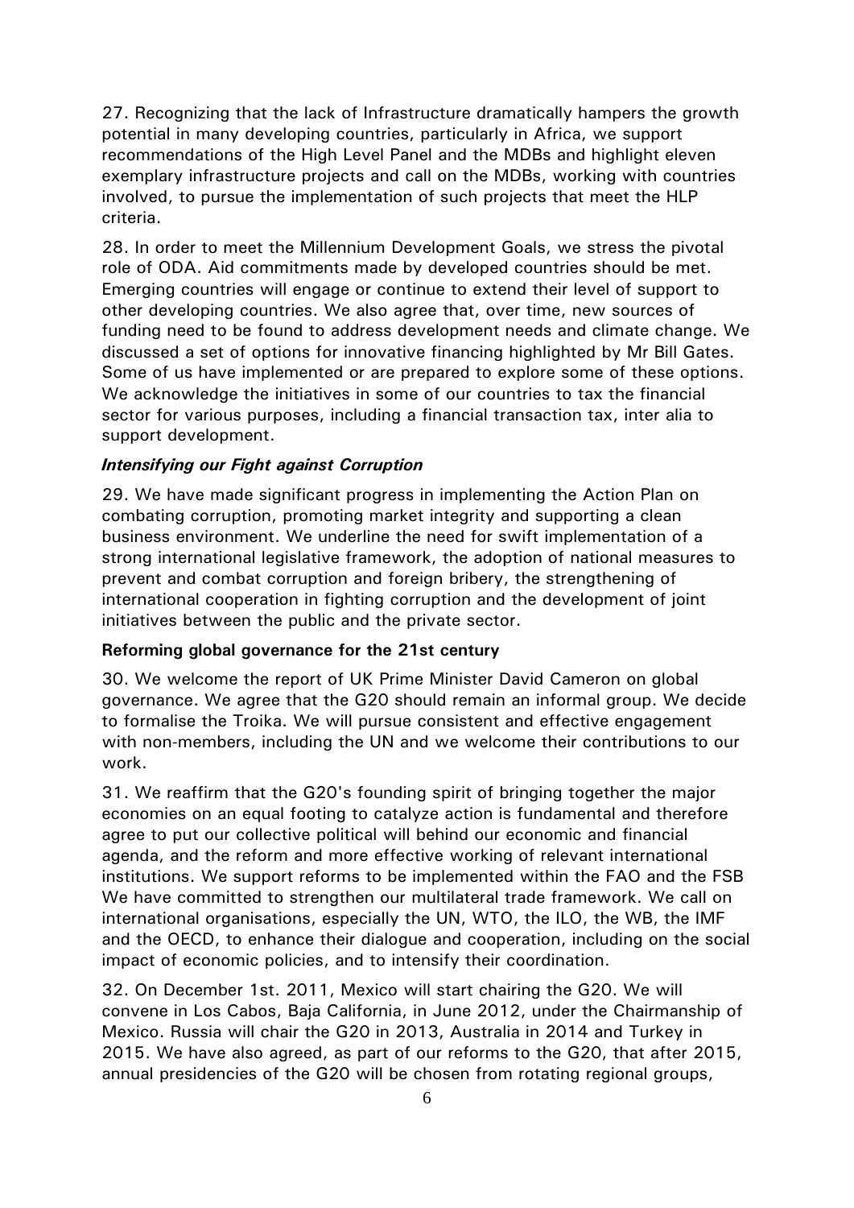27. Recognizing that the lack of Infrastructure dramatically hampers the growth potential in many developing countries, particularly in Africa, we support recommendations of the High Level Panel and the MDBs and highlight eleven exemplary infrastructure projects and call on the MDBs, working with countries involved, to pursue the implementation of such projects that meet the HLP criteria.

28. In order to meet the Millennium Development Goals, we stress the pivotal role of ODA. Aid commitments made by developed countries should be met. Emerging countries will engage or continue to extend their level of support to other developing countries. We also agree that, over time, new sources of funding need to be found to address development needs and climate change. We discussed a set of options for innovative financing highlighted by Mr Bill Gates. Some of us have implemented or are prepared to explore some of these options. We acknowledge the initiatives in some of our countries to tax the financial sector for various purposes, including a financial transaction tax, inter alia to support development.

### *Intensifying our Fight against Corruption*

29. We have made significant progress in implementing the Action Plan on combating corruption, promoting market integrity and supporting a clean business environment. We underline the need for swift implementation of a strong international legislative framework, the adoption of national measures to prevent and combat corruption and foreign bribery, the strengthening of international cooperation in fighting corruption and the development of joint initiatives between the public and the private sector.

### **Reforming global governance for the 21st century**

30. We welcome the report of UK Prime Minister David Cameron on global governance. We agree that the G20 should remain an informal group. We decide to formalise the Troika. We will pursue consistent and effective engagement with non-members, including the UN and we welcome their contributions to our work.

31. We reaffirm that the G20's founding spirit of bringing together the major economies on an equal footing to catalyze action is fundamental and therefore agree to put our collective political will behind our economic and financial agenda, and the reform and more effective working of relevant international institutions. We support reforms to be implemented within the FAO and the FSB We have committed to strengthen our multilateral trade framework. We call on international organisations, especially the UN, WTO, the ILO, the WB, the IMF and the OECD, to enhance their dialogue and cooperation, including on the social impact of economic policies, and to intensify their coordination.

32. On December 1st. 2011, Mexico will start chairing the G20. We will convene in Los Cabos, Baja California, in June 2012, under the Chairmanship of Mexico. Russia will chair the G20 in 2013, Australia in 2014 and Turkey in 2015. We have also agreed, as part of our reforms to the G20, that after 2015, annual presidencies of the G20 will be chosen from rotating regional groups,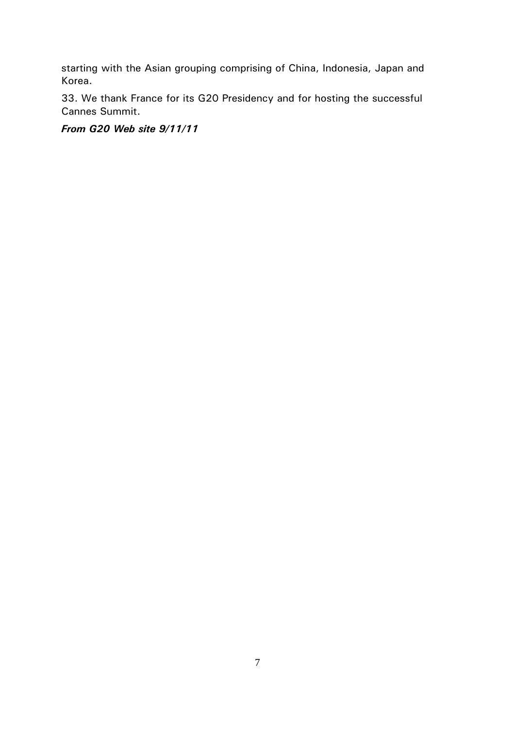starting with the Asian grouping comprising of China, Indonesia, Japan and Korea.

33. We thank France for its G20 Presidency and for hosting the successful Cannes Summit.

***From G20 Web site 9/11/11***